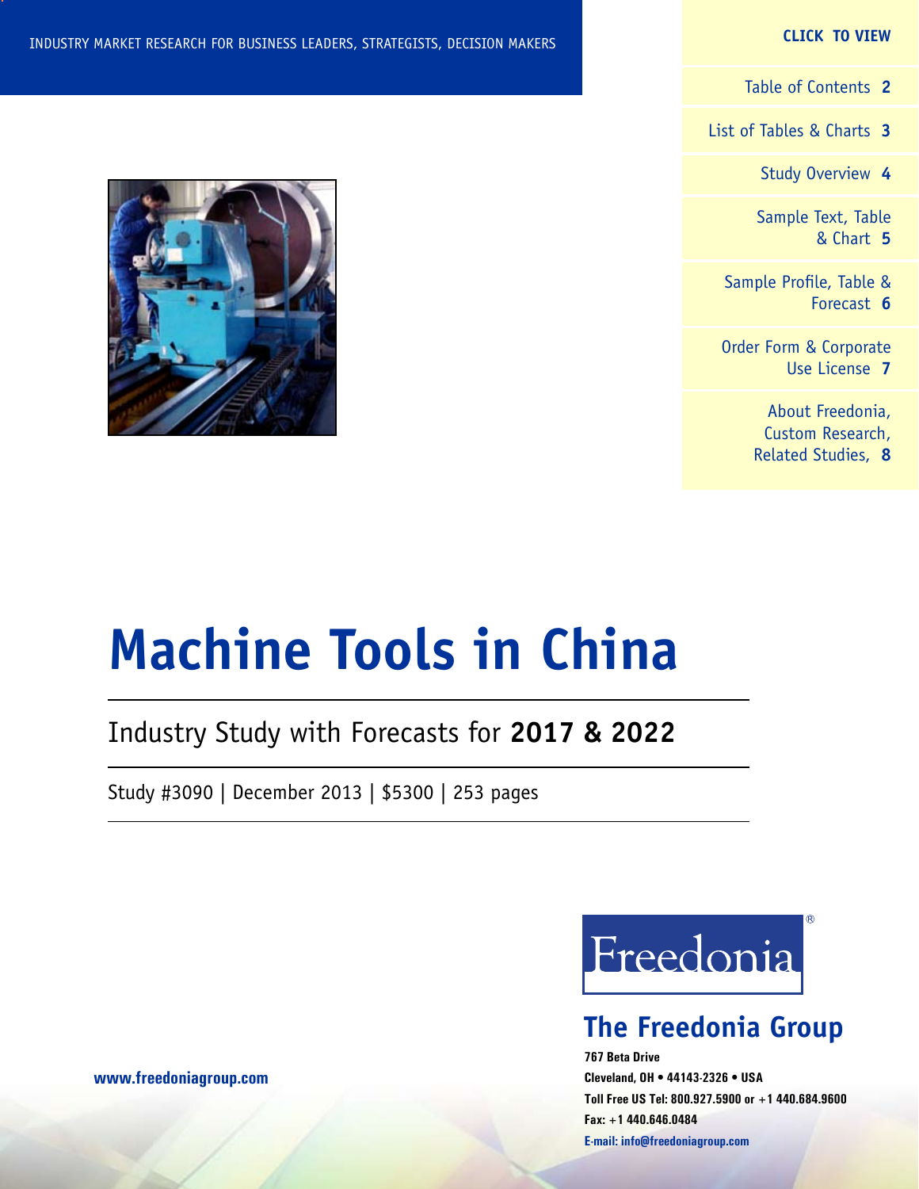INDUSTRY MARKET RESEARCH FOR BUSINESS LEADERS, STRATEGISTS, DECISION MAKERS

**CLICK TO VIEW**

- Table of Contents **2**
- List of Tables & Charts **3**
- Study Overview **4**
- Sample Text, Table & Chart **5**
- Sample Profile, Table & Forecast **6**
- Order Form & Corporate Use License **7**
- About Freedonia, Custom Research, Related Studies, **8**

# Machine Tools in China

## Industry Study with Forecasts for **2017 & 2022**

Study #3090 | December 2013 | $5300 | 253 pages

Freedonia®

**The Freedonia Group**

**767 Beta Drive**
**Cleveland, OH • 44143-2326 • USA**
**Toll Free US Tel: 800.927.5900 or +1 440.684.9600**
**Fax: +1 440.646.0484**
**E-mail: info@freedoniagroup.com**

**www.freedoniagroup.com**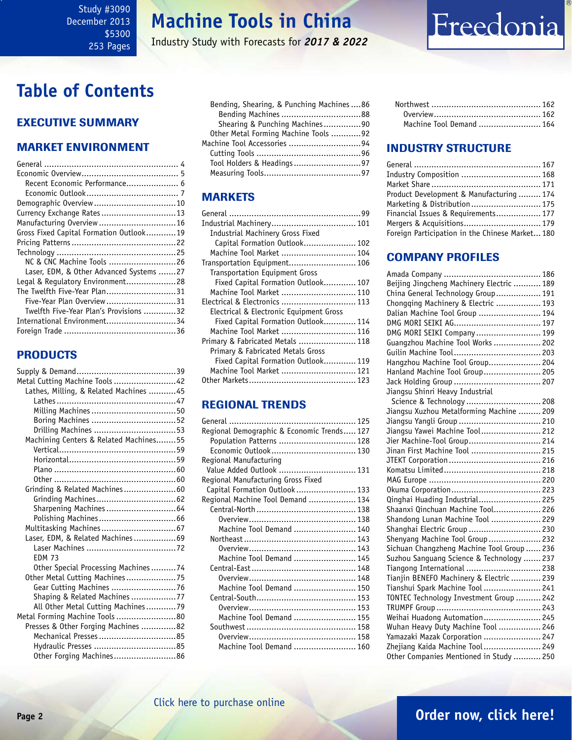# Machine Tools in China

Industry Study with Forecasts for ***2017 & 2022***

Study #3090
December 2013
$5300
253 Pages

# Table of Contents

## EXECUTIVE SUMMARY

## MARKET ENVIRONMENT

- General ...................................................... 4
- Economic Overview....................................... 5
  - Recent Economic Performance..................... 6
  - Economic Outlook...................................... 7
- Demographic Overview.................................10
- Currency Exchange Rates..............................13
- Manufacturing Overview...............................16
- Gross Fixed Capital Formation Outlook............19
- Pricing Patterns..........................................22
- Technology ................................................25
  - NC & CNC Machine Tools ...........................26
  - Laser, EDM, & Other Advanced Systems .......27
- Legal & Regulatory Environment....................28
- The Twelfth Five-Year Plan............................31
  - Five-Year Plan Overview............................31
  - Twelfth Five-Year Plan's Provisions .............32
- International Environment............................34
- Foreign Trade .............................................36

## PRODUCTS

- Supply & Demand........................................39
- Metal Cutting Machine Tools .........................42
  - Lathes, Milling, & Related Machines ...........45
    - Lathes ................................................47
    - Milling Machines ..................................50
    - Boring Machines ..................................52
    - Drilling Machines ..................................53
  - Machining Centers & Related Machines........55
    - Vertical...............................................59
    - Horizontal...........................................59
    - Plano .................................................60
    - Other .................................................60
  - Grinding & Related Machines.....................60
    - Grinding Machines................................62
    - Sharpening Machines............................64
    - Polishing Machines...............................66
  - Multitasking Machines..............................67
  - Laser, EDM, & Related Machines.................69
    - Laser Machines ....................................72
    - EDM 73
    - Other Special Processing Machines ..........74
  - Other Metal Cutting Machines....................75
    - Gear Cutting Machines ..........................76
    - Shaping & Related Machines ..................77
    - All Other Metal Cutting Machines............79
- Metal Forming Machine Tools ........................80
  - Presses & Other Forging Machines ..............82
    - Mechanical Presses...............................85
    - Hydraulic Presses .................................85
    - Other Forging Machines.........................86
  - Bending, Shearing, & Punching Machines ....86
    - Bending Machines ................................88
    - Shearing & Punching Machines...............90
  - Other Metal Forming Machine Tools ............92
- Machine Tool Accessories .............................94
  - Cutting Tools ..........................................96
  - Tool Holders & Headings...........................97
  - Measuring Tools.......................................97

## MARKETS

- General ....................................................99
- Industrial Machinery.................................. 101
  - Industrial Machinery Gross Fixed Capital Formation Outlook..................... 102
  - Machine Tool Market .............................. 104
- Transportation Equipment........................... 106
  - Transportation Equipment Gross Fixed Capital Formation Outlook............. 107
  - Machine Tool Market .............................. 110
- Electrical & Electronics .............................. 113
  - Electrical & Electronic Equipment Gross Fixed Capital Formation Outlook............. 114
  - Machine Tool Market .............................. 116
- Primary & Fabricated Metals ....................... 118
  - Primary & Fabricated Metals Gross Fixed Capital Formation Outlook............. 119
  - Machine Tool Market .............................. 121
- Other Markets........................................... 123

## REGIONAL TRENDS

- General .................................................. 125
- Regional Demographic & Economic Trends..... 127
  - Population Patterns ............................... 128
  - Economic Outlook.................................. 130
- Regional Manufacturing Value Added Outlook ............................... 131
- Regional Manufacturing Gross Fixed Capital Formation Outlook........................ 133
- Regional Machine Tool Demand ................... 134
  - Central-North ........................................ 138
    - Overview........................................... 138
    - Machine Tool Demand ......................... 140
  - Northeast ............................................. 143
    - Overview........................................... 143
    - Machine Tool Demand ......................... 145
  - Central-East.......................................... 148
    - Overview........................................... 148
    - Machine Tool Demand ......................... 150
  - Central-South........................................ 153
    - Overview........................................... 153
    - Machine Tool Demand ......................... 155
  - Southwest ............................................ 158
    - Overview........................................... 158
    - Machine Tool Demand ......................... 160
  - Northwest ............................................ 162
    - Overview........................................... 162
    - Machine Tool Demand ......................... 164

## INDUSTRY STRUCTURE

- General .................................................. 167
- Industry Composition ................................ 168
- Market Share ........................................... 171
- Product Development & Manufacturing ......... 174
- Marketing & Distribution............................ 175
- Financial Issues & Requirements.................. 177
- Mergers & Acquisitions.............................. 179
- Foreign Participation in the Chinese Market... 180

## COMPANY PROFILES

- Amada Company ....................................... 186
- Beijing Jingcheng Machinery Electric ........... 189
- China General Technology Group.................. 191
- Chongqing Machinery & Electric .................. 193
- Dalian Machine Tool Group ......................... 194
- DMG MORI SEIKI AG................................... 197
- DMG MORI SEIKI Company.......................... 199
- Guangzhou Machine Tool Works ................... 202
- Guilin Machine Tool................................... 203
- Hangzhou Machine Tool Group..................... 204
- Hanland Machine Tool Group....................... 205
- Jack Holding Group ................................... 207
- Jiangsu Shinri Heavy Industrial Science & Technology ............................. 208
- Jiangsu Xuzhou Metalforming Machine ......... 209
- Jiangsu Yangli Group ................................. 210
- Jiangsu Yawei Machine Tool........................ 212
- Jier Machine-Tool Group............................. 214
- Jinan First Machine Tool ............................ 215
- JTEKT Corporation ..................................... 216
- Komatsu Limited....................................... 218
- MAG Europe ............................................. 220
- Okuma Corporation.................................... 223
- Qinghai Huading Industrial......................... 225
- Shaanxi Qinchuan Machine Tool................... 226
- Shandong Lunan Machine Tool .................... 229
- Shanghai Electric Group ............................. 230
- Shenyang Machine Tool Group..................... 232
- Sichuan Changzheng Machine Tool Group ...... 236
- Suzhou Sanguang Science & Technology ....... 237
- Tiangong International .............................. 238
- Tianjin BENEFO Machinery & Electric ............ 239
- Tianshui Spark Machine Tool ....................... 241
- TONTEC Technology Investment Group .......... 242
- TRUMPF Group .......................................... 243
- Weihai Huadong Automation....................... 245
- Wuhan Heavy Duty Machine Tool ................. 246
- Yamazaki Mazak Corporation ....................... 247
- Zhejiang Kaida Machine Tool....................... 249
- Other Companies Mentioned in Study ........... 250

Click here to purchase online

**Order now, click here!**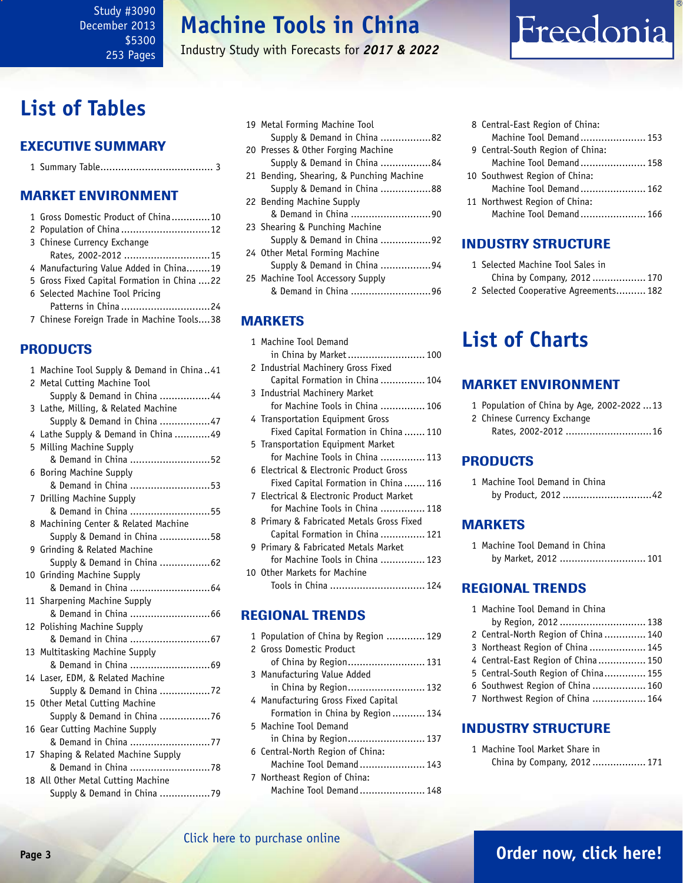# List of Tables

## EXECUTIVE SUMMARY

1 Summary Table...................................... 3

## MARKET ENVIRONMENT

1 Gross Domestic Product of China.............10
2 Population of China...............................12
3 Chinese Currency Exchange Rates, 2002-2012.............................15
4 Manufacturing Value Added in China........19
5 Gross Fixed Capital Formation in China ....22
6 Selected Machine Tool Pricing Patterns in China..............................24
7 Chinese Foreign Trade in Machine Tools....38

## PRODUCTS

1 Machine Tool Supply & Demand in China..41
2 Metal Cutting Machine Tool Supply & Demand in China .................44
3 Lathe, Milling, & Related Machine Supply & Demand in China .................47
4 Lathe Supply & Demand in China ............49
5 Milling Machine Supply & Demand in China ...........................52
6 Boring Machine Supply & Demand in China ...........................53
7 Drilling Machine Supply & Demand in China ...........................55
8 Machining Center & Related Machine Supply & Demand in China .................58
9 Grinding & Related Machine Supply & Demand in China .................62
10 Grinding Machine Supply & Demand in China ...........................64
11 Sharpening Machine Supply & Demand in China ...........................66
12 Polishing Machine Supply & Demand in China ...........................67
13 Multitasking Machine Supply & Demand in China ...........................69
14 Laser, EDM, & Related Machine Supply & Demand in China .................72
15 Other Metal Cutting Machine Supply & Demand in China .................76
16 Gear Cutting Machine Supply & Demand in China ...........................77
17 Shaping & Related Machine Supply & Demand in China ...........................78
18 All Other Metal Cutting Machine Supply & Demand in China .................79
19 Metal Forming Machine Tool Supply & Demand in China .................82
20 Presses & Other Forging Machine Supply & Demand in China .................84
21 Bending, Shearing, & Punching Machine Supply & Demand in China .................88
22 Bending Machine Supply & Demand in China ...........................90
23 Shearing & Punching Machine Supply & Demand in China .................92
24 Other Metal Forming Machine Supply & Demand in China .................94
25 Machine Tool Accessory Supply & Demand in China ...........................96

## MARKETS

1 Machine Tool Demand in China by Market.......................... 100
2 Industrial Machinery Gross Fixed Capital Formation in China ............... 104
3 Industrial Machinery Market for Machine Tools in China ............... 106
4 Transportation Equipment Gross Fixed Capital Formation in China ....... 110
5 Transportation Equipment Market for Machine Tools in China ............... 113
6 Electrical & Electronic Product Gross Fixed Capital Formation in China ....... 116
7 Electrical & Electronic Product Market for Machine Tools in China ............... 118
8 Primary & Fabricated Metals Gross Fixed Capital Formation in China ............... 121
9 Primary & Fabricated Metals Market for Machine Tools in China ............... 123
10 Other Markets for Machine Tools in China ................................ 124

## REGIONAL TRENDS

1 Population of China by Region ............. 129
2 Gross Domestic Product of China by Region.......................... 131
3 Manufacturing Value Added in China by Region.......................... 132
4 Manufacturing Gross Fixed Capital Formation in China by Region........... 134
5 Machine Tool Demand in China by Region.......................... 137
6 Central-North Region of China: Machine Tool Demand...................... 143
7 Northeast Region of China: Machine Tool Demand...................... 148
8 Central-East Region of China: Machine Tool Demand...................... 153
9 Central-South Region of China: Machine Tool Demand...................... 158
10 Southwest Region of China: Machine Tool Demand...................... 162
11 Northwest Region of China: Machine Tool Demand...................... 166

## INDUSTRY STRUCTURE

1 Selected Machine Tool Sales in China by Company, 2012 .................. 170
2 Selected Cooperative Agreements.......... 182

# List of Charts

## MARKET ENVIRONMENT

1 Population of China by Age, 2002-2022 ...13
2 Chinese Currency Exchange Rates, 2002-2012 .............................16

## PRODUCTS

1 Machine Tool Demand in China by Product, 2012 ..............................42

## MARKETS

1 Machine Tool Demand in China by Market, 2012 ............................. 101

## REGIONAL TRENDS

1 Machine Tool Demand in China by Region, 2012 ............................. 138
2 Central-North Region of China .............. 140
3 Northeast Region of China ................... 145
4 Central-East Region of China ................ 150
5 Central-South Region of China.............. 155
6 Southwest Region of China .................. 160
7 Northwest Region of China .................. 164

## INDUSTRY STRUCTURE

1 Machine Tool Market Share in China by Company, 2012 .................. 171

Click here to purchase online

Order now, click here!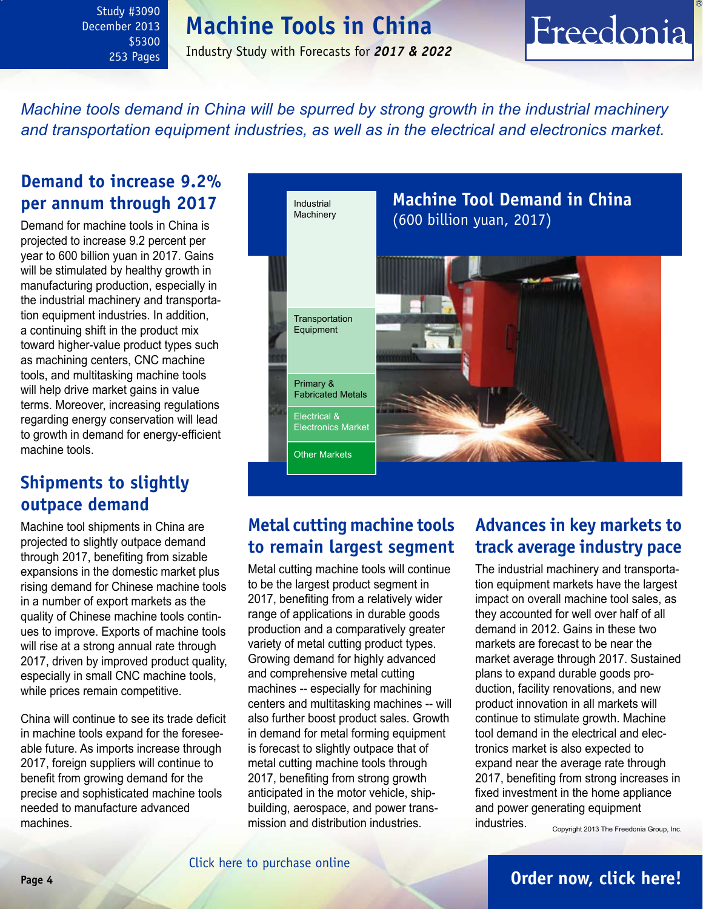Study #3090
December 2013
$5300
253 Pages

# Machine Tools in China

Industry Study with Forecasts for ***2017 & 2022***

*Machine tools demand in China will be spurred by strong growth in the industrial machinery and transportation equipment industries, as well as in the electrical and electronics market.*

## Demand to increase 9.2% per annum through 2017

Demand for machine tools in China is projected to increase 9.2 percent per year to 600 billion yuan in 2017. Gains will be stimulated by healthy growth in manufacturing production, especially in the industrial machinery and transportation equipment industries. In addition, a continuing shift in the product mix toward higher-value product types such as machining centers, CNC machine tools, and multitasking machine tools will help drive market gains in value terms. Moreover, increasing regulations regarding energy conservation will lead to growth in demand for energy-efficient machine tools.

## Shipments to slightly outpace demand

Machine tool shipments in China are projected to slightly outpace demand through 2017, benefiting from sizable expansions in the domestic market plus rising demand for Chinese machine tools in a number of export markets as the quality of Chinese machine tools continues to improve. Exports of machine tools will rise at a strong annual rate through 2017, driven by improved product quality, especially in small CNC machine tools, while prices remain competitive.

China will continue to see its trade deficit in machine tools expand for the foreseeable future. As imports increase through 2017, foreign suppliers will continue to benefit from growing demand for the precise and sophisticated machine tools needed to manufacture advanced machines.

**Machine Tool Demand in China**
(600 billion yuan, 2017)

- Industrial Machinery
- Transportation Equipment
- Primary & Fabricated Metals
- Electrical & Electronics Market
- Other Markets

## Metal cutting machine tools to remain largest segment

Metal cutting machine tools will continue to be the largest product segment in 2017, benefiting from a relatively wider range of applications in durable goods production and a comparatively greater variety of metal cutting product types. Growing demand for highly advanced and comprehensive metal cutting machines -- especially for machining centers and multitasking machines -- will also further boost product sales. Growth in demand for metal forming equipment is forecast to slightly outpace that of metal cutting machine tools through 2017, benefiting from strong growth anticipated in the motor vehicle, shipbuilding, aerospace, and power transmission and distribution industries.

## Advances in key markets to track average industry pace

The industrial machinery and transportation equipment markets have the largest impact on overall machine tool sales, as they accounted for well over half of all demand in 2012. Gains in these two markets are forecast to be near the market average through 2017. Sustained plans to expand durable goods production, facility renovations, and new product innovation in all markets will continue to stimulate growth. Machine tool demand in the electrical and electronics market is also expected to expand near the average rate through 2017, benefiting from strong increases in fixed investment in the home appliance and power generating equipment industries.

Copyright 2013 The Freedonia Group, Inc.

Click here to purchase online

**Order now, click here!**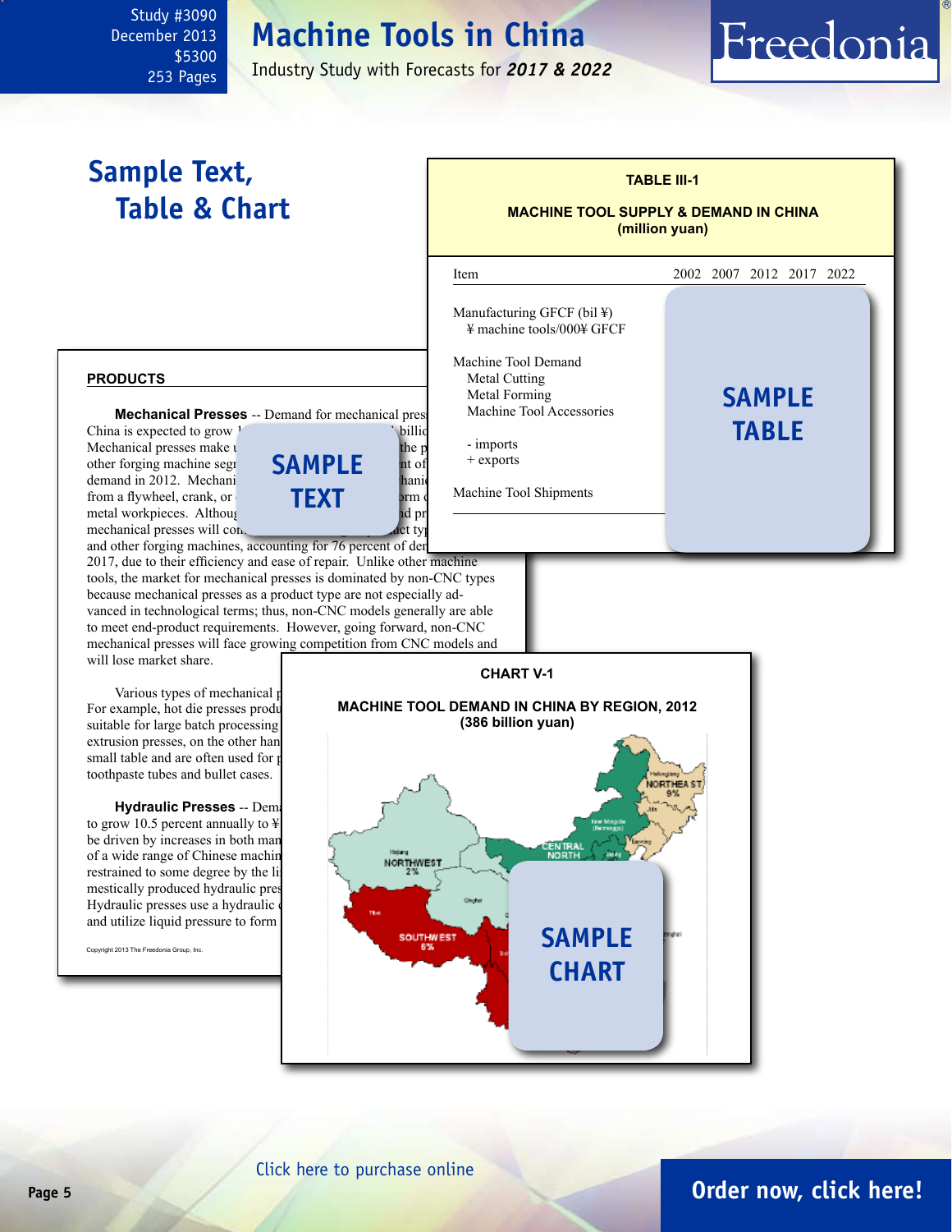Study #3090
December 2013
$5300
253 Pages

# Machine Tools in China

Industry Study with Forecasts for ***2017 & 2022***

## Sample Text, Table & Chart

**TABLE III-1**

**MACHINE TOOL SUPPLY & DEMAND IN CHINA (million yuan)**

| Item | 2002 | 2007 | 2012 | 2017 | 2022 |
|---|---|---|---|---|---|
| Manufacturing GFCF (bil ¥) | | | | | |
| ¥ machine tools/000¥ GFCF | | | | | |
| Machine Tool Demand | | | | | |
| Metal Cutting | | | | | |
| Metal Forming | | | | | |
| Machine Tool Accessories | | | | | |
| - imports | | | | | |
| + exports | | | | | |
| Machine Tool Shipments | | | | | |

SAMPLE TABLE

**PRODUCTS**

**Mechanical Presses** -- Demand for mechanical pres[...] China is expected to grow [...] billic[...] Mechanical presses make u[...] the p[...] other forging machine segr[...] nt of[...] demand in 2012. Mechani[...] hanic[...] from a flywheel, crank, or [...] orm [...] metal workpieces. Althoug[...] d pr[...] mechanical presses will con[...] ct typ[...] and other forging machines, accounting for 76 percent of der[...] 2017, due to their efficiency and ease of repair. Unlike other machine tools, the market for mechanical presses is dominated by non-CNC types because mechanical presses as a product type are not especially advanced in technological terms; thus, non-CNC models generally are able to meet end-product requirements. However, going forward, non-CNC mechanical presses will face growing competition from CNC models and will lose market share.

SAMPLE TEXT

Various types of mechanical [...] For example, hot die presses produ[...] suitable for large batch processing[...] extrusion presses, on the other han[...] small table and are often used for [...] toothpaste tubes and bullet cases.

**Hydraulic Presses** -- Dem[...] to grow 10.5 percent annually to ¥[...] be driven by increases in both man[...] of a wide range of Chinese machin[...] restrained to some degree by the li[...] mestically produced hydraulic pres[...] Hydraulic presses use a hydraulic [...] and utilize liquid pressure to form [...]

Copyright 2013 The Freedonia Group, Inc.

**CHART V-1**

**MACHINE TOOL DEMAND IN CHINA BY REGION, 2012 (386 billion yuan)**

NORTHEAST 9%
CENTRAL NORTH
NORTHWEST 2%
SOUTHWEST 6%

SAMPLE CHART

Click here to purchase online

Order now, click here!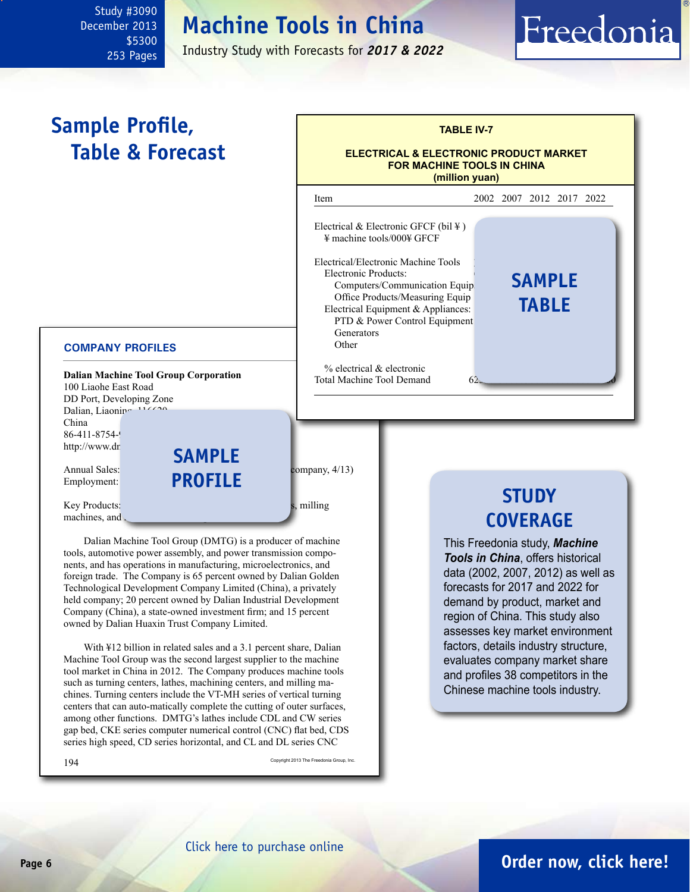Study #3090
December 2013
$5300
253 Pages

# Machine Tools in China

Industry Study with Forecasts for ***2017 & 2022***

Freedonia

## Sample Profile, Table & Forecast

**TABLE IV-7**

**ELECTRICAL & ELECTRONIC PRODUCT MARKET FOR MACHINE TOOLS IN CHINA (million yuan)**

| Item | 2002 | 2007 | 2012 | 2017 | 2022 |
|---|---|---|---|---|---|
| Electrical & Electronic GFCF (bil ¥ ) | | | | | |
| ¥ machine tools/000¥ GFCF | | | | | |
| Electrical/Electronic Machine Tools | | | | | |
| Electronic Products: | | | | | |
| Computers/Communication Equip | | | | | |
| Office Products/Measuring Equip | | | | | |
| Electrical Equipment & Appliances: | | | | | |
| PTD & Power Control Equipment | | | | | |
| Generators | | | | | |
| Other | | | | | |
| % electrical & electronic | | | | | |
| Total Machine Tool Demand | 62... | | | | |

**SAMPLE TABLE**

**COMPANY PROFILES**

**Dalian Machine Tool Group Corporation**
100 Liaohe East Road
DD Port, Developing Zone
Dalian, Liaoning
China
86-411-8754-
http://www.dr

Annual Sales: ... company, 4/13)
Employment:

Key Products: ..., milling machines, and ...

**SAMPLE PROFILE**

Dalian Machine Tool Group (DMTG) is a producer of machine tools, automotive power assembly, and power transmission components, and has operations in manufacturing, microelectronics, and foreign trade. The Company is 65 percent owned by Dalian Golden Technological Development Company Limited (China), a privately held company; 20 percent owned by Dalian Industrial Development Company (China), a state-owned investment firm; and 15 percent owned by Dalian Huaxin Trust Company Limited.

With ¥12 billion in related sales and a 3.1 percent share, Dalian Machine Tool Group was the second largest supplier to the machine tool market in China in 2012. The Company produces machine tools such as turning centers, lathes, machining centers, and milling machines. Turning centers include the VT-MH series of vertical turning centers that can auto-matically complete the cutting of outer surfaces, among other functions. DMTG's lathes include CDL and CW series gap bed, CKE series computer numerical control (CNC) flat bed, CDS series high speed, CD series horizontal, and CL and DL series CNC

194 Copyright 2013 The Freedonia Group, Inc.

## STUDY COVERAGE

This Freedonia study, ***Machine Tools in China***, offers historical data (2002, 2007, 2012) as well as forecasts for 2017 and 2022 for demand by product, market and region of China. This study also assesses key market environment factors, details industry structure, evaluates company market share and profiles 38 competitors in the Chinese machine tools industry.

Click here to purchase online

**Order now, click here!**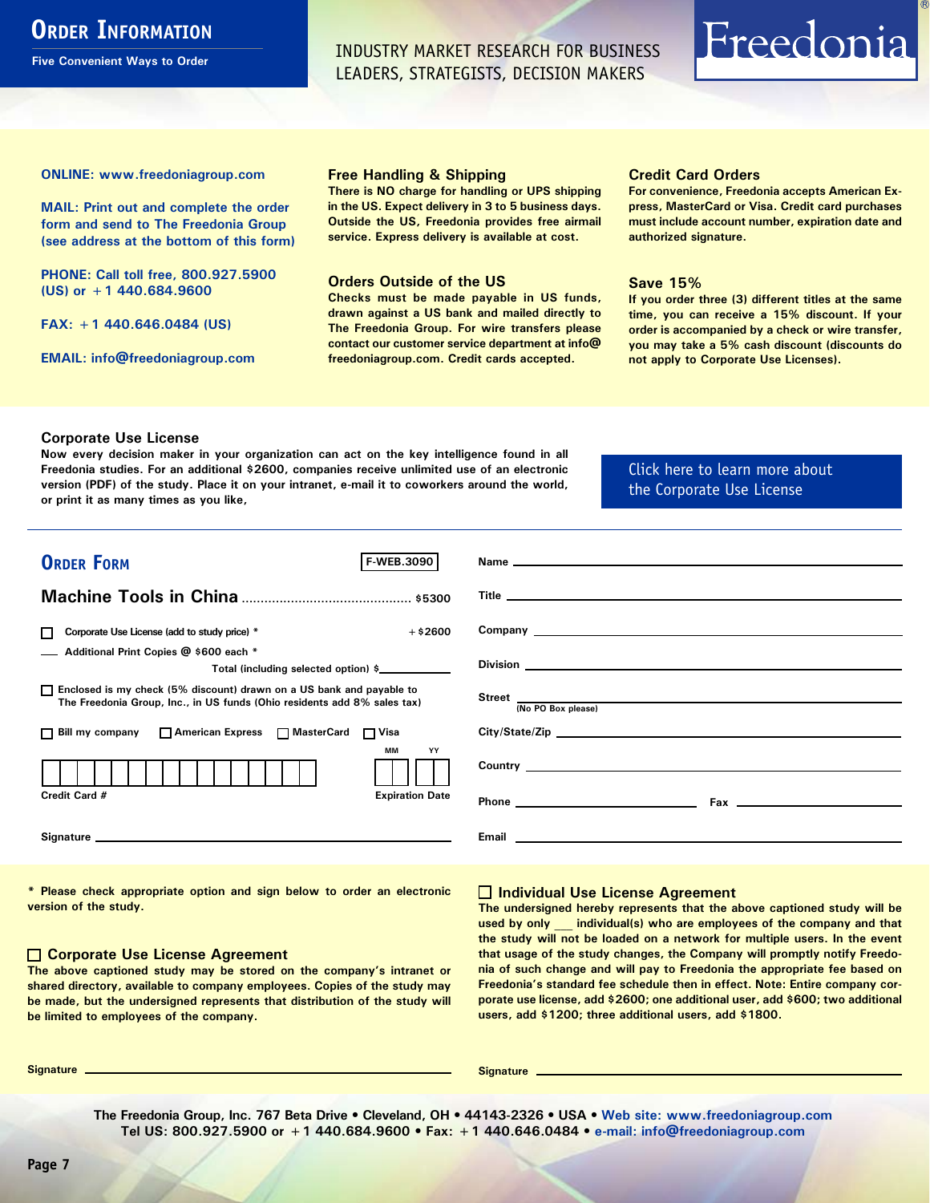# Order Information

Five Convenient Ways to Order

INDUSTRY MARKET RESEARCH FOR BUSINESS LEADERS, STRATEGISTS, DECISION MAKERS

Freedonia®

**ONLINE: www.freedoniagroup.com**

**MAIL: Print out and complete the order form and send to The Freedonia Group (see address at the bottom of this form)**

**PHONE: Call toll free, 800.927.5900 (US) or +1 440.684.9600**

**FAX: +1 440.646.0484 (US)**

**EMAIL: info@freedoniagroup.com**

### Free Handling & Shipping

There is NO charge for handling or UPS shipping in the US. Expect delivery in 3 to 5 business days. Outside the US, Freedonia provides free airmail service. Express delivery is available at cost.

### Orders Outside of the US

Checks must be made payable in US funds, drawn against a US bank and mailed directly to The Freedonia Group. For wire transfers please contact our customer service department at info@freedoniagroup.com. Credit cards accepted.

### Credit Card Orders

For convenience, Freedonia accepts American Express, MasterCard or Visa. Credit card purchases must include account number, expiration date and authorized signature.

### Save 15%

If you order three (3) different titles at the same time, you can receive a 15% discount. If your order is accompanied by a check or wire transfer, you may take a 5% cash discount (discounts do not apply to Corporate Use Licenses).

### Corporate Use License

Now every decision maker in your organization can act on the key intelligence found in all Freedonia studies. For an additional $2600, companies receive unlimited use of an electronic version (PDF) of the study. Place it on your intranet, e-mail it to coworkers around the world, or print it as many times as you like,

Click here to learn more about the Corporate Use License

## Order Form

F-WEB.3090

**Machine Tools in China** ............................................ $5300

☐ Corporate Use License (add to study price) * +$2600

___ Additional Print Copies @ $600 each *

Total (including selected option) $__________

☐ Enclosed is my check (5% discount) drawn on a US bank and payable to The Freedonia Group, Inc., in US funds (Ohio residents add 8% sales tax)

☐ Bill my company ☐ American Express ☐ MasterCard ☐ Visa

Credit Card # __________ Expiration Date MM YY

Signature __________

Name __________

Title __________

Company __________

Division __________

Street __________ (No PO Box please)

City/State/Zip __________

Country __________

Phone __________ Fax __________

Email __________

\* Please check appropriate option and sign below to order an electronic version of the study.

### ☐ Corporate Use License Agreement

The above captioned study may be stored on the company's intranet or shared directory, available to company employees. Copies of the study may be made, but the undersigned represents that distribution of the study will be limited to employees of the company.

Signature __________

### ☐ Individual Use License Agreement

The undersigned hereby represents that the above captioned study will be used by only ___ individual(s) who are employees of the company and that the study will not be loaded on a network for multiple users. In the event that usage of the study changes, the Company will promptly notify Freedonia of such change and will pay to Freedonia the appropriate fee based on Freedonia's standard fee schedule then in effect. Note: Entire company corporate use license, add $2600; one additional user, add $600; two additional users, add $1200; three additional users, add $1800.

Signature __________

The Freedonia Group, Inc. 767 Beta Drive • Cleveland, OH • 44143-2326 • USA • Web site: www.freedoniagroup.com
Tel US: 800.927.5900 or +1 440.684.9600 • Fax: +1 440.646.0484 • e-mail: info@freedoniagroup.com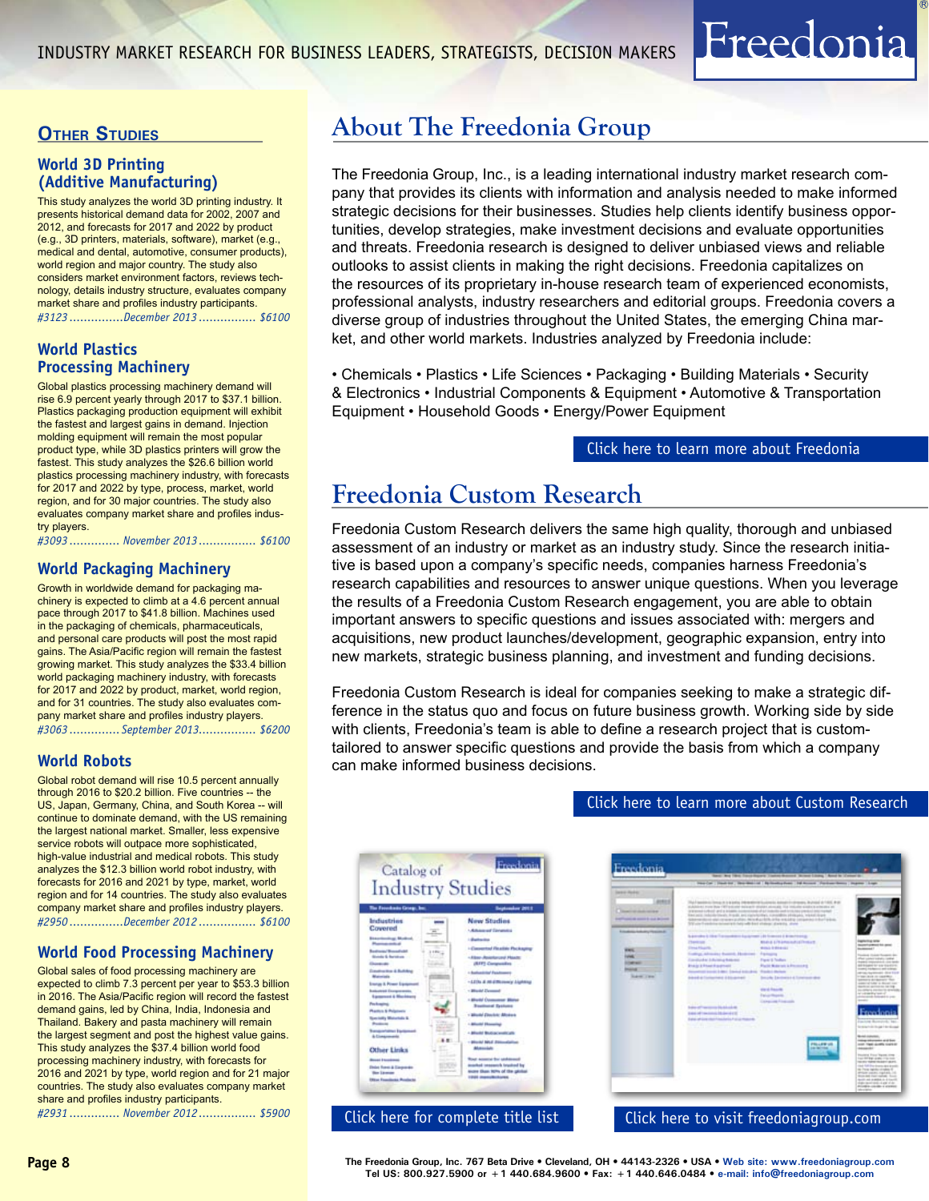## Other Studies

### World 3D Printing (Additive Manufacturing)

This study analyzes the world 3D printing industry. It presents historical demand data for 2002, 2007 and 2012, and forecasts for 2017 and 2022 by product (e.g., 3D printers, materials, software), market (e.g., medical and dental, automotive, consumer products), world region and major country. The study also considers market environment factors, reviews technology, details industry structure, evaluates company market share and profiles industry participants.

*#3123 ............... December 2013 ................ $6100*

### World Plastics Processing Machinery

Global plastics processing machinery demand will rise 6.9 percent yearly through 2017 to $37.1 billion. Plastics packaging production equipment will exhibit the fastest and largest gains in demand. Injection molding equipment will remain the most popular product type, while 3D plastics printers will grow the fastest. This study analyzes the $26.6 billion world plastics processing machinery industry, with forecasts for 2017 and 2022 by type, process, market, world region, and for 30 major countries. The study also evaluates company market share and profiles industry players.

*#3093 .............. November 2013 ................ $6100*

### World Packaging Machinery

Growth in worldwide demand for packaging machinery is expected to climb at a 4.6 percent annual pace through 2017 to $41.8 billion. Machines used in the packaging of chemicals, pharmaceuticals, and personal care products will post the most rapid gains. The Asia/Pacific region will remain the fastest growing market. This study analyzes the $33.4 billion world packaging machinery industry, with forecasts for 2017 and 2022 by product, market, world region, and for 31 countries. The study also evaluates company market share and profiles industry players.

*#3063 ............. September 2013................ $6200*

### World Robots

Global robot demand will rise 10.5 percent annually through 2016 to $20.2 billion. Five countries -- the US, Japan, Germany, China, and South Korea -- will continue to dominate demand, with the US remaining the largest national market. Smaller, less expensive service robots will outpace more sophisticated, high-value industrial and medical robots. This study analyzes the $12.3 billion world robot industry, with forecasts for 2016 and 2021 by type, market, world region and for 14 countries. The study also evaluates company market share and profiles industry players.

*#2950 ............... December 2012 ................ $6100*

### World Food Processing Machinery

Global sales of food processing machinery are expected to climb 7.3 percent per year to $53.3 billion in 2016. The Asia/Pacific region will record the fastest demand gains, led by China, India, Indonesia and Thailand. Bakery and pasta machinery will remain the largest segment and post the highest value gains. This study analyzes the $37.4 billion world food processing machinery industry, with forecasts for 2016 and 2021 by type, world region and for 21 major countries. The study also evaluates company market share and profiles industry participants.

*#2931 ............. November 2012 ................ $5900*

## About The Freedonia Group

The Freedonia Group, Inc., is a leading international industry market research company that provides its clients with information and analysis needed to make informed strategic decisions for their businesses. Studies help clients identify business opportunities, develop strategies, make investment decisions and evaluate opportunities and threats. Freedonia research is designed to deliver unbiased views and reliable outlooks to assist clients in making the right decisions. Freedonia capitalizes on the resources of its proprietary in-house research team of experienced economists, professional analysts, industry researchers and editorial groups. Freedonia covers a diverse group of industries throughout the United States, the emerging China market, and other world markets. Industries analyzed by Freedonia include:

• Chemicals • Plastics • Life Sciences • Packaging • Building Materials • Security & Electronics • Industrial Components & Equipment • Automotive & Transportation Equipment • Household Goods • Energy/Power Equipment

Click here to learn more about Freedonia

## Freedonia Custom Research

Freedonia Custom Research delivers the same high quality, thorough and unbiased assessment of an industry or market as an industry study. Since the research initiative is based upon a company's specific needs, companies harness Freedonia's research capabilities and resources to answer unique questions. When you leverage the results of a Freedonia Custom Research engagement, you are able to obtain important answers to specific questions and issues associated with: mergers and acquisitions, new product launches/development, geographic expansion, entry into new markets, strategic business planning, and investment and funding decisions.

Freedonia Custom Research is ideal for companies seeking to make a strategic difference in the status quo and focus on future business growth. Working side by side with clients, Freedonia's team is able to define a research project that is custom-tailored to answer specific questions and provide the basis from which a company can make informed business decisions.

Click here to learn more about Custom Research

Click here for complete title list

Click here to visit freedoniagroup.com

**The Freedonia Group, Inc. 767 Beta Drive • Cleveland, OH • 44143-2326 • USA • Web site: www.freedoniagroup.com**
**Tel US: 800.927.5900 or +1 440.684.9600 • Fax: +1 440.646.0484 • e-mail: info@freedoniagroup.com**